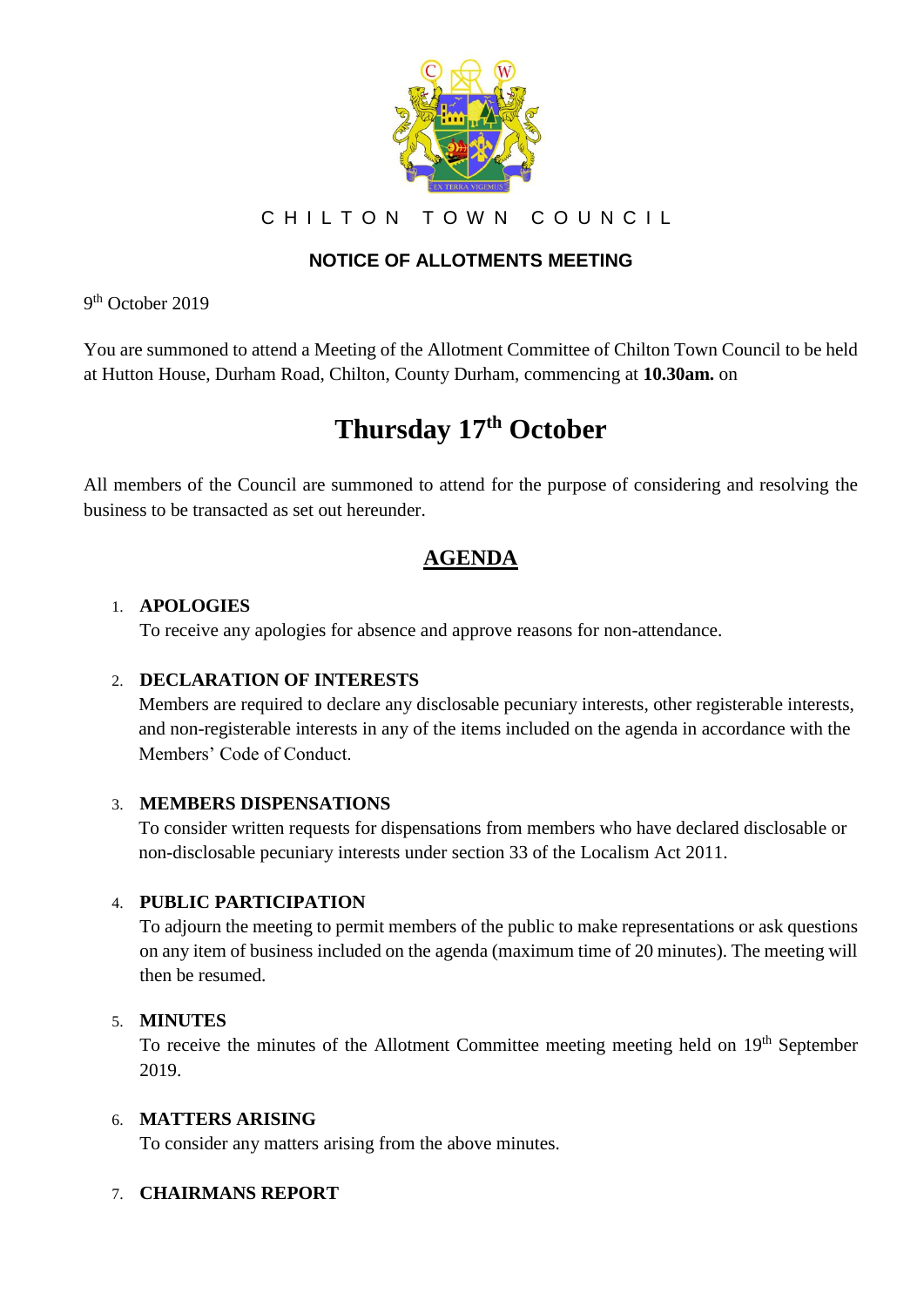CHILTON TOWN COUNCIL

## NOTICE OF ALLOTMENTS MEETING

9th October 2019

You are summoned to attend a Meeting of the Allotment Committee of Chilton Town Council to be held at Hutton House, Durham Road, Chilton, County Durham, commencing at **10.30am.** on

# Thursday 17th October

All members of the Council are summoned to attend for the purpose of considering and resolving the business to be transacted as set out hereunder.

## AGENDA

1. **APOLOGIES**
   To receive any apologies for absence and approve reasons for non-attendance.

2. **DECLARATION OF INTERESTS**
   Members are required to declare any disclosable pecuniary interests, other registerable interests, and non-registerable interests in any of the items included on the agenda in accordance with the Members' Code of Conduct.

3. **MEMBERS DISPENSATIONS**
   To consider written requests for dispensations from members who have declared disclosable or non-disclosable pecuniary interests under section 33 of the Localism Act 2011.

4. **PUBLIC PARTICIPATION**
   To adjourn the meeting to permit members of the public to make representations or ask questions on any item of business included on the agenda (maximum time of 20 minutes). The meeting will then be resumed.

5. **MINUTES**
   To receive the minutes of the Allotment Committee meeting meeting held on 19th September 2019.

6. **MATTERS ARISING**
   To consider any matters arising from the above minutes.

7. **CHAIRMANS REPORT**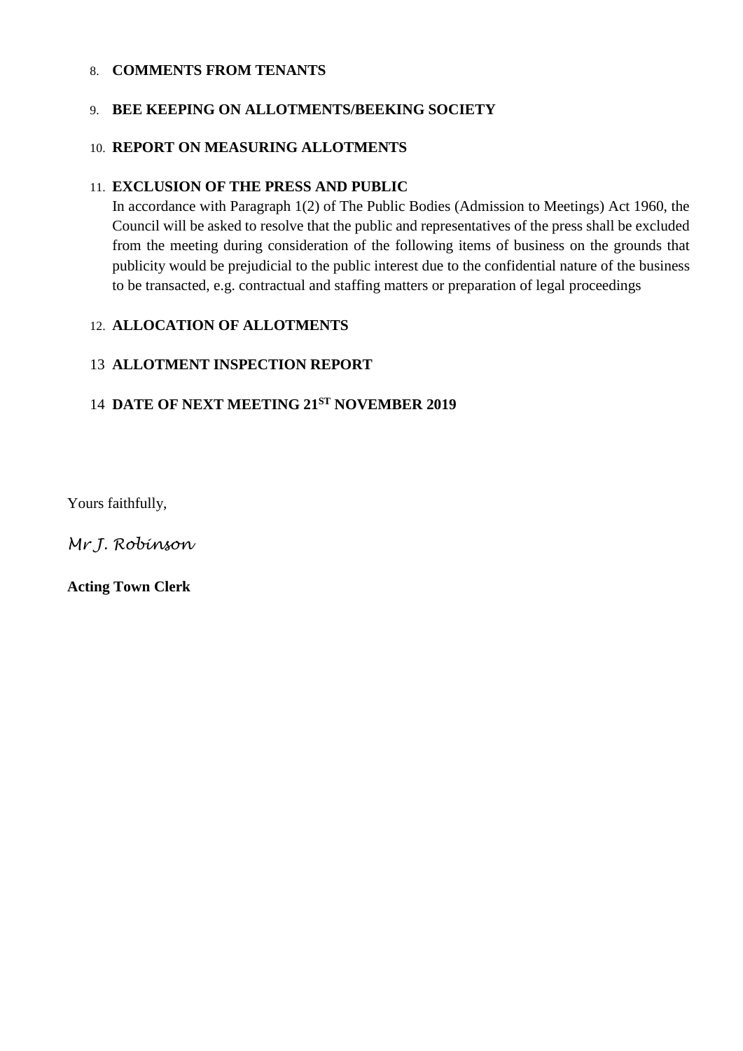8. **COMMENTS FROM TENANTS**

9. **BEE KEEPING ON ALLOTMENTS/BEEKING SOCIETY**

10. **REPORT ON MEASURING ALLOTMENTS**

11. **EXCLUSION OF THE PRESS AND PUBLIC**

    In accordance with Paragraph 1(2) of The Public Bodies (Admission to Meetings) Act 1960, the Council will be asked to resolve that the public and representatives of the press shall be excluded from the meeting during consideration of the following items of business on the grounds that publicity would be prejudicial to the public interest due to the confidential nature of the business to be transacted, e.g. contractual and staffing matters or preparation of legal proceedings

12. **ALLOCATION OF ALLOTMENTS**

13 **ALLOTMENT INSPECTION REPORT**

14 **DATE OF NEXT MEETING 21ST NOVEMBER 2019**

Yours faithfully,

*Mr J. Robinson*

**Acting Town Clerk**